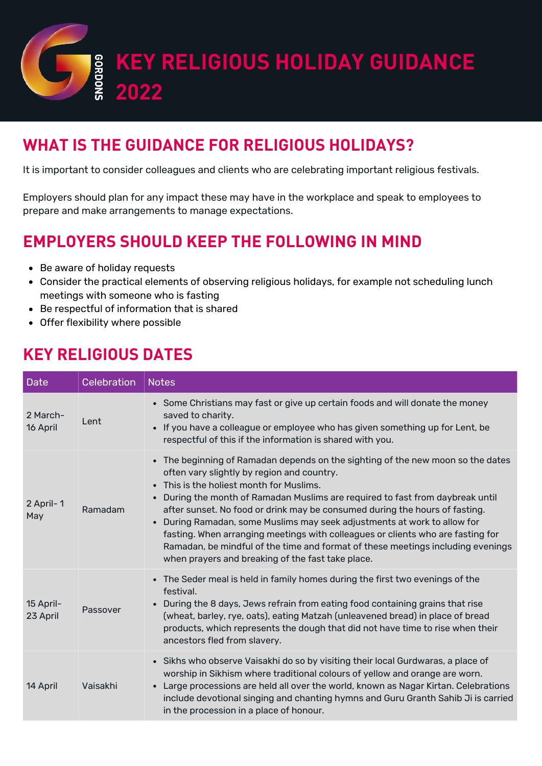# KEY RELIGIOUS HOLIDAY GUIDANCE 2022

## WHAT IS THE GUIDANCE FOR RELIGIOUS HOLIDAYS?

It is important to consider colleagues and clients who are celebrating important religious festivals.

Employers should plan for any impact these may have in the workplace and speak to employees to prepare and make arrangements to manage expectations.

## EMPLOYERS SHOULD KEEP THE FOLLOWING IN MIND

- Be aware of holiday requests
- Consider the practical elements of observing religious holidays, for example not scheduling lunch meetings with someone who is fasting
- Be respectful of information that is shared
- Offer flexibility where possible

## KEY RELIGIOUS DATES

| Date | Celebration | Notes |
|---|---|---|
| 2 March-16 April | Lent | • Some Christians may fast or give up certain foods and will donate the money saved to charity.<br>• If you have a colleague or employee who has given something up for Lent, be respectful of this if the information is shared with you. |
| 2 April- 1 May | Ramadam | • The beginning of Ramadan depends on the sighting of the new moon so the dates often vary slightly by region and country.<br>• This is the holiest month for Muslims.<br>• During the month of Ramadan Muslims are required to fast from daybreak until after sunset. No food or drink may be consumed during the hours of fasting.<br>• During Ramadan, some Muslims may seek adjustments at work to allow for fasting. When arranging meetings with colleagues or clients who are fasting for Ramadan, be mindful of the time and format of these meetings including evenings when prayers and breaking of the fast take place. |
| 15 April-23 April | Passover | • The Seder meal is held in family homes during the first two evenings of the festival.<br>• During the 8 days, Jews refrain from eating food containing grains that rise (wheat, barley, rye, oats), eating Matzah (unleavened bread) in place of bread products, which represents the dough that did not have time to rise when their ancestors fled from slavery. |
| 14 April | Vaisakhi | • Sikhs who observe Vaisakhi do so by visiting their local Gurdwaras, a place of worship in Sikhism where traditional colours of yellow and orange are worn.<br>• Large processions are held all over the world, known as Nagar Kirtan. Celebrations include devotional singing and chanting hymns and Guru Granth Sahib Ji is carried in the procession in a place of honour. |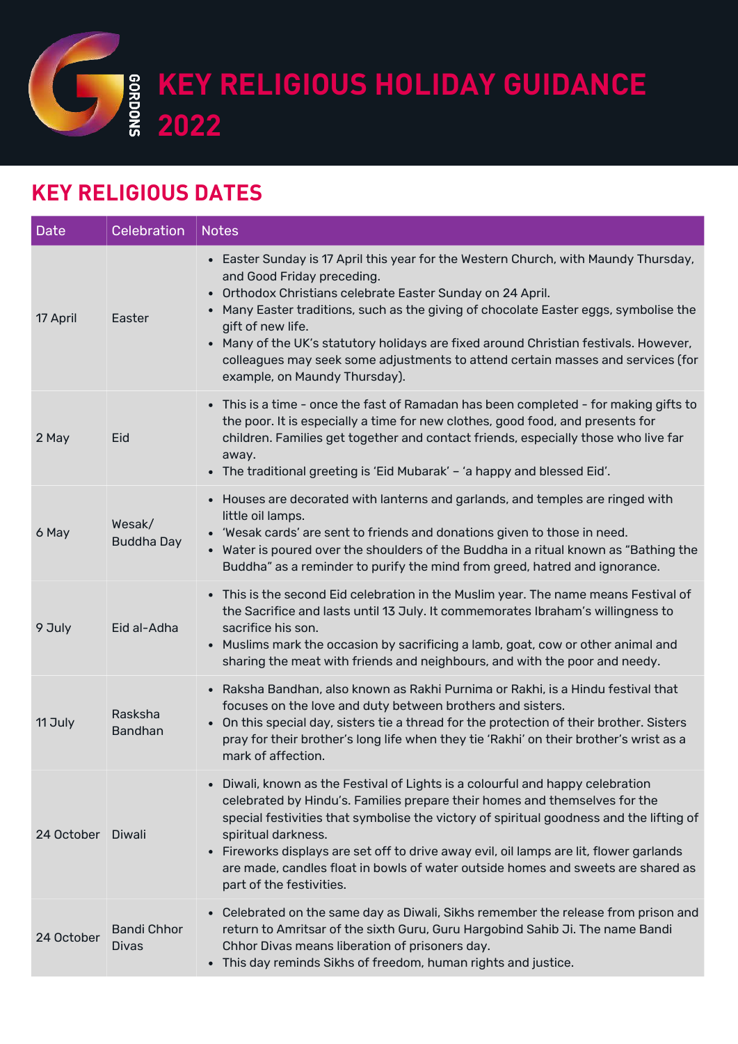# KEY RELIGIOUS HOLIDAY GUIDANCE 2022

## KEY RELIGIOUS DATES

| Date | Celebration | Notes |
|---|---|---|
| 17 April | Easter | • Easter Sunday is 17 April this year for the Western Church, with Maundy Thursday, and Good Friday preceding.<br>• Orthodox Christians celebrate Easter Sunday on 24 April.<br>• Many Easter traditions, such as the giving of chocolate Easter eggs, symbolise the gift of new life.<br>• Many of the UK's statutory holidays are fixed around Christian festivals. However, colleagues may seek some adjustments to attend certain masses and services (for example, on Maundy Thursday). |
| 2 May | Eid | • This is a time - once the fast of Ramadan has been completed - for making gifts to the poor. It is especially a time for new clothes, good food, and presents for children. Families get together and contact friends, especially those who live far away.<br>• The traditional greeting is 'Eid Mubarak' – 'a happy and blessed Eid'. |
| 6 May | Wesak/ Buddha Day | • Houses are decorated with lanterns and garlands, and temples are ringed with little oil lamps.<br>• 'Wesak cards' are sent to friends and donations given to those in need.<br>• Water is poured over the shoulders of the Buddha in a ritual known as "Bathing the Buddha" as a reminder to purify the mind from greed, hatred and ignorance. |
| 9 July | Eid al-Adha | • This is the second Eid celebration in the Muslim year. The name means Festival of the Sacrifice and lasts until 13 July. It commemorates Ibraham's willingness to sacrifice his son.<br>• Muslims mark the occasion by sacrificing a lamb, goat, cow or other animal and sharing the meat with friends and neighbours, and with the poor and needy. |
| 11 July | Rasksha Bandhan | • Raksha Bandhan, also known as Rakhi Purnima or Rakhi, is a Hindu festival that focuses on the love and duty between brothers and sisters.<br>• On this special day, sisters tie a thread for the protection of their brother. Sisters pray for their brother's long life when they tie 'Rakhi' on their brother's wrist as a mark of affection. |
| 24 October | Diwali | • Diwali, known as the Festival of Lights is a colourful and happy celebration celebrated by Hindu's. Families prepare their homes and themselves for the special festivities that symbolise the victory of spiritual goodness and the lifting of spiritual darkness.<br>• Fireworks displays are set off to drive away evil, oil lamps are lit, flower garlands are made, candles float in bowls of water outside homes and sweets are shared as part of the festivities. |
| 24 October | Bandi Chhor Divas | • Celebrated on the same day as Diwali, Sikhs remember the release from prison and return to Amritsar of the sixth Guru, Guru Hargobind Sahib Ji. The name Bandi Chhor Divas means liberation of prisoners day.<br>• This day reminds Sikhs of freedom, human rights and justice. |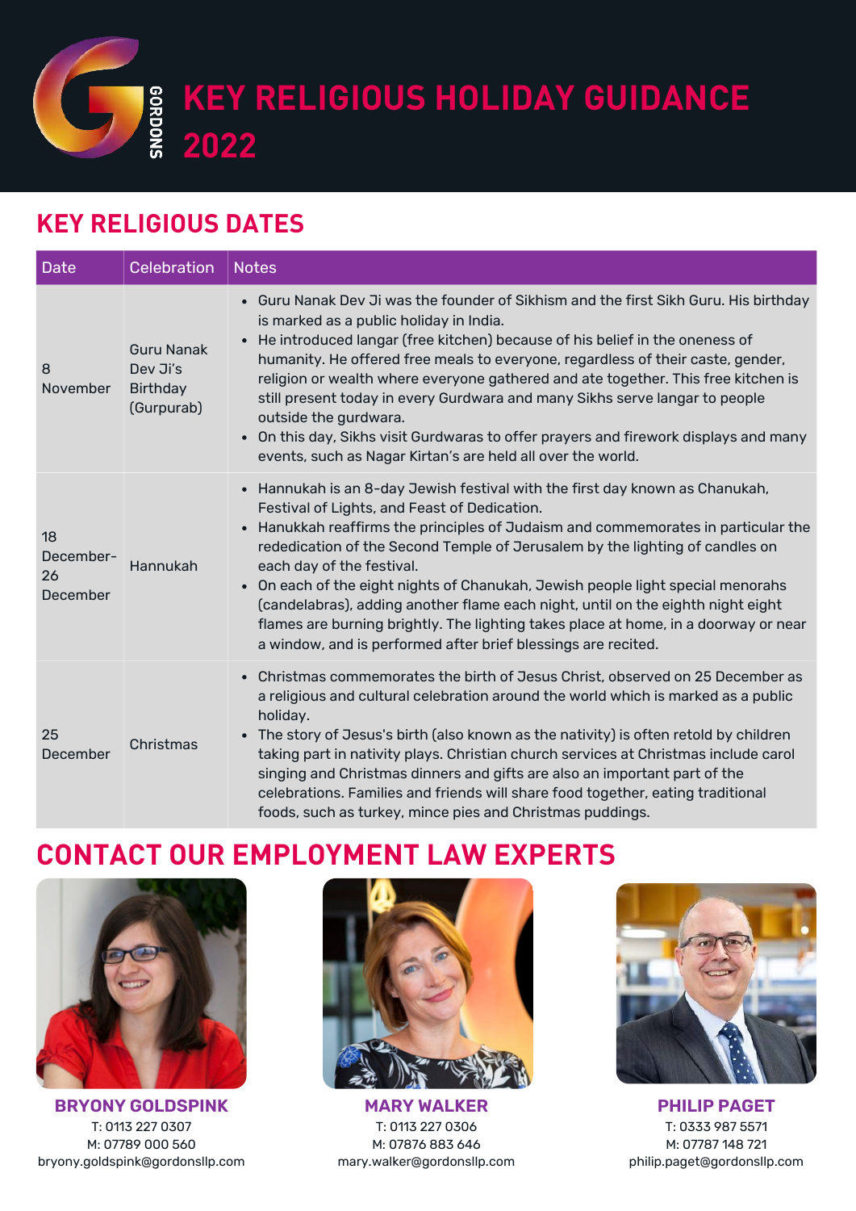# KEY RELIGIOUS HOLIDAY GUIDANCE 2022

## KEY RELIGIOUS DATES

| Date | Celebration | Notes |
|---|---|---|
| 8 November | Guru Nanak Dev Ji's Birthday (Gurpurab) | • Guru Nanak Dev Ji was the founder of Sikhism and the first Sikh Guru. His birthday is marked as a public holiday in India.<br>• He introduced langar (free kitchen) because of his belief in the oneness of humanity. He offered free meals to everyone, regardless of their caste, gender, religion or wealth where everyone gathered and ate together. This free kitchen is still present today in every Gurdwara and many Sikhs serve langar to people outside the gurdwara.<br>• On this day, Sikhs visit Gurdwaras to offer prayers and firework displays and many events, such as Nagar Kirtan's are held all over the world. |
| 18 December-26 December | Hannukah | • Hannukah is an 8-day Jewish festival with the first day known as Chanukah, Festival of Lights, and Feast of Dedication.<br>• Hanukkah reaffirms the principles of Judaism and commemorates in particular the rededication of the Second Temple of Jerusalem by the lighting of candles on each day of the festival.<br>• On each of the eight nights of Chanukah, Jewish people light special menorahs (candelabras), adding another flame each night, until on the eighth night eight flames are burning brightly. The lighting takes place at home, in a doorway or near a window, and is performed after brief blessings are recited. |
| 25 December | Christmas | • Christmas commemorates the birth of Jesus Christ, observed on 25 December as a religious and cultural celebration around the world which is marked as a public holiday.<br>• The story of Jesus's birth (also known as the nativity) is often retold by children taking part in nativity plays. Christian church services at Christmas include carol singing and Christmas dinners and gifts are also an important part of the celebrations. Families and friends will share food together, eating traditional foods, such as turkey, mince pies and Christmas puddings. |

## CONTACT OUR EMPLOYMENT LAW EXPERTS

**BRYONY GOLDSPINK**
T: 0113 227 0307
M: 07789 000 560
bryony.goldspink@gordonsllp.com

**MARY WALKER**
T: 0113 227 0306
M: 07876 883 646
mary.walker@gordonsllp.com

**PHILIP PAGET**
T: 0333 987 5571
M: 07787 148 721
philip.paget@gordonsllp.com